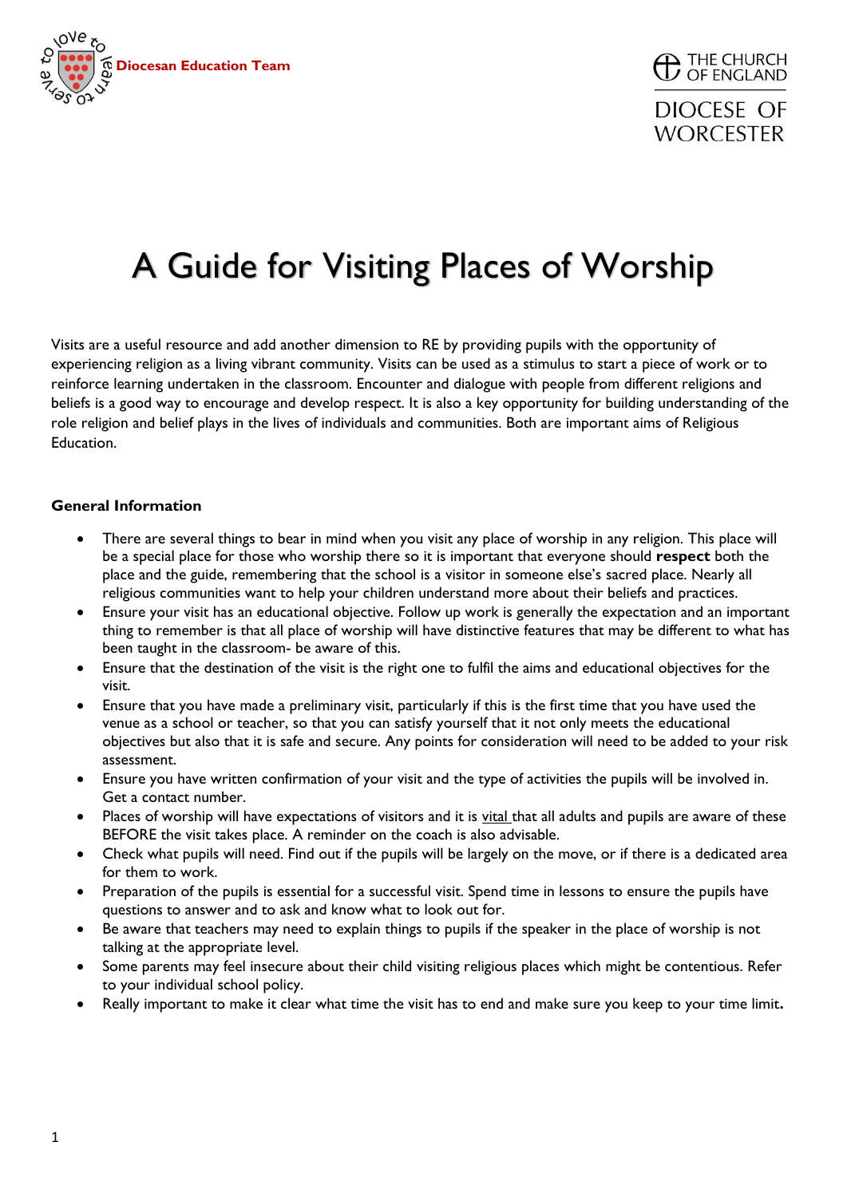Diocesan Education Team

THE CHURCH OF ENGLAND

DIOCESE OF WORCESTER

# A Guide for Visiting Places of Worship

Visits are a useful resource and add another dimension to RE by providing pupils with the opportunity of experiencing religion as a living vibrant community. Visits can be used as a stimulus to start a piece of work or to reinforce learning undertaken in the classroom. Encounter and dialogue with people from different religions and beliefs is a good way to encourage and develop respect. It is also a key opportunity for building understanding of the role religion and belief plays in the lives of individuals and communities. Both are important aims of Religious Education.

**General Information**

- There are several things to bear in mind when you visit any place of worship in any religion. This place will be a special place for those who worship there so it is important that everyone should **respect** both the place and the guide, remembering that the school is a visitor in someone else's sacred place. Nearly all religious communities want to help your children understand more about their beliefs and practices.
- Ensure your visit has an educational objective. Follow up work is generally the expectation and an important thing to remember is that all place of worship will have distinctive features that may be different to what has been taught in the classroom- be aware of this.
- Ensure that the destination of the visit is the right one to fulfil the aims and educational objectives for the visit.
- Ensure that you have made a preliminary visit, particularly if this is the first time that you have used the venue as a school or teacher, so that you can satisfy yourself that it not only meets the educational objectives but also that it is safe and secure. Any points for consideration will need to be added to your risk assessment.
- Ensure you have written confirmation of your visit and the type of activities the pupils will be involved in. Get a contact number.
- Places of worship will have expectations of visitors and it is vital that all adults and pupils are aware of these BEFORE the visit takes place. A reminder on the coach is also advisable.
- Check what pupils will need. Find out if the pupils will be largely on the move, or if there is a dedicated area for them to work.
- Preparation of the pupils is essential for a successful visit. Spend time in lessons to ensure the pupils have questions to answer and to ask and know what to look out for.
- Be aware that teachers may need to explain things to pupils if the speaker in the place of worship is not talking at the appropriate level.
- Some parents may feel insecure about their child visiting religious places which might be contentious. Refer to your individual school policy.
- Really important to make it clear what time the visit has to end and make sure you keep to your time limit.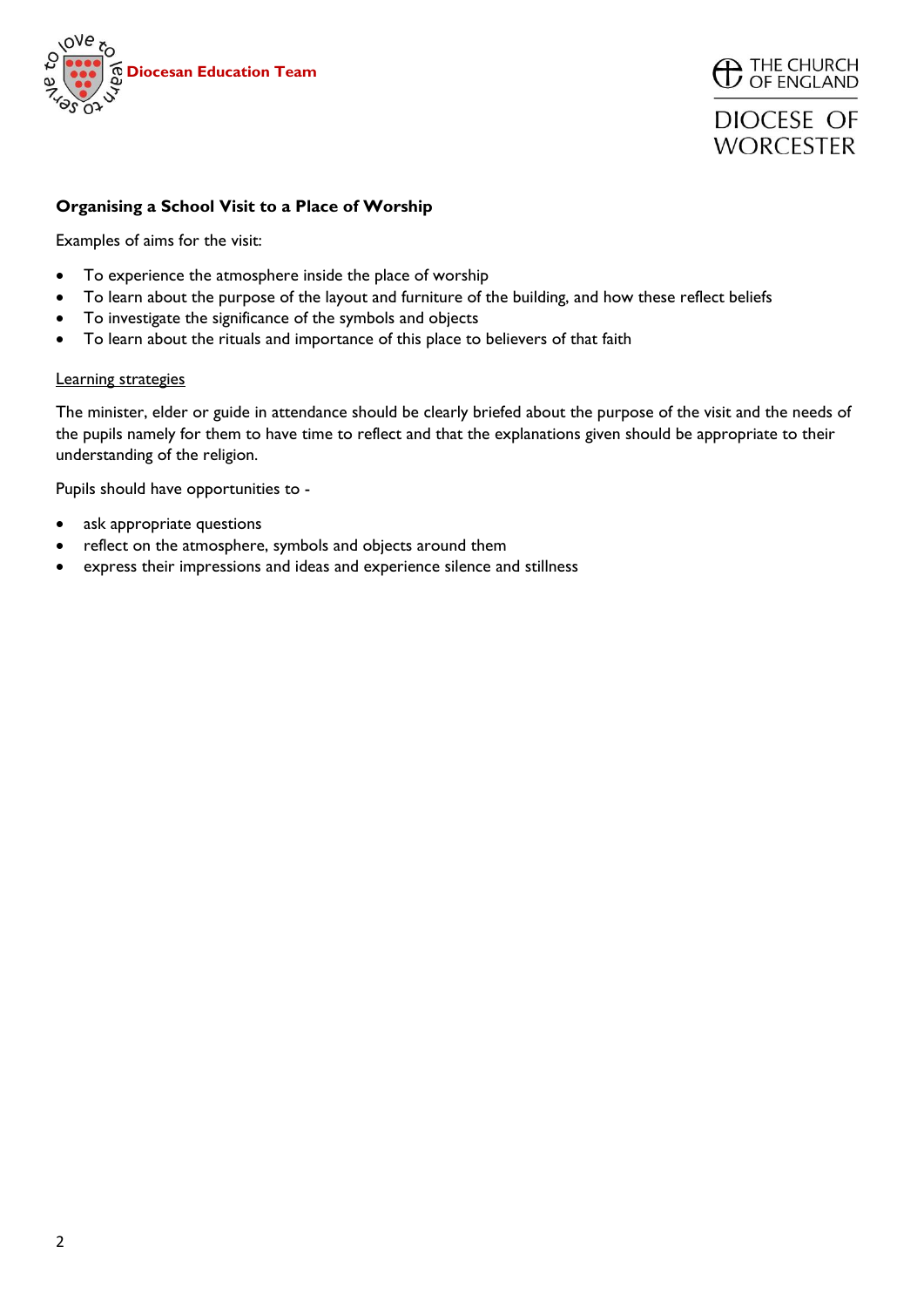**Organising a School Visit to a Place of Worship**

Examples of aims for the visit:

- To experience the atmosphere inside the place of worship
- To learn about the purpose of the layout and furniture of the building, and how these reflect beliefs
- To investigate the significance of the symbols and objects
- To learn about the rituals and importance of this place to believers of that faith

<u>Learning strategies</u>

The minister, elder or guide in attendance should be clearly briefed about the purpose of the visit and the needs of the pupils namely for them to have time to reflect and that the explanations given should be appropriate to their understanding of the religion.

Pupils should have opportunities to -

- ask appropriate questions
- reflect on the atmosphere, symbols and objects around them
- express their impressions and ideas and experience silence and stillness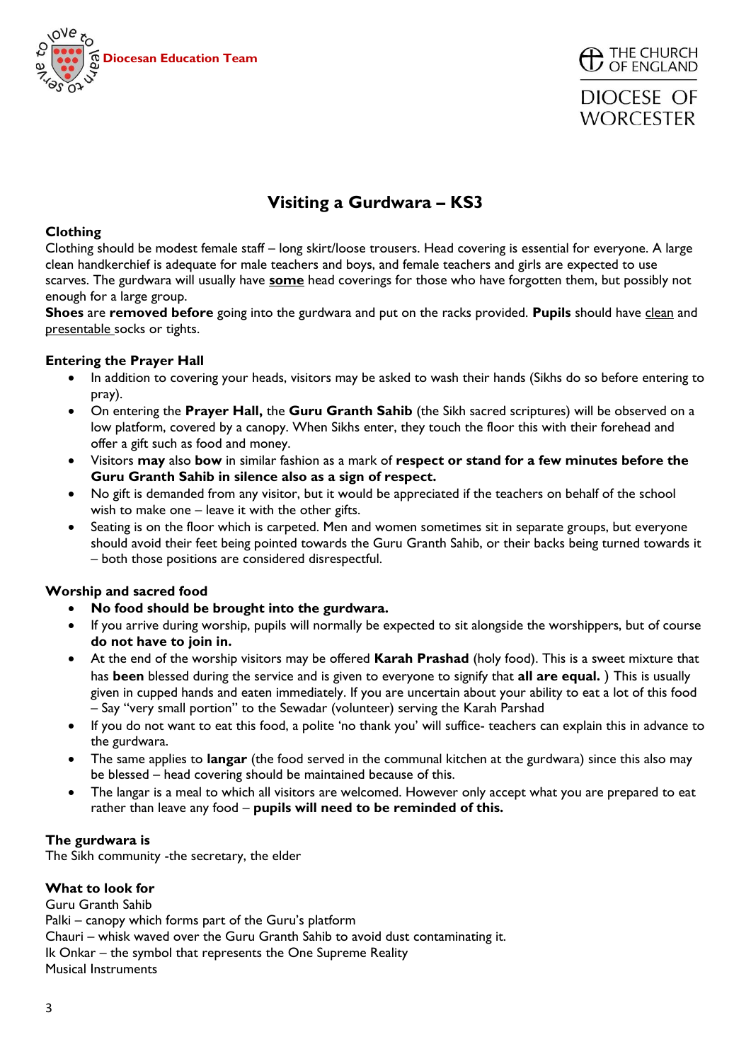# Visiting a Gurdwara – KS3

**Clothing**

Clothing should be modest female staff – long skirt/loose trousers. Head covering is essential for everyone. A large clean handkerchief is adequate for male teachers and boys, and female teachers and girls are expected to use scarves. The gurdwara will usually have **some** head coverings for those who have forgotten them, but possibly not enough for a large group.

**Shoes** are **removed before** going into the gurdwara and put on the racks provided. **Pupils** should have clean and presentable socks or tights.

**Entering the Prayer Hall**

- In addition to covering your heads, visitors may be asked to wash their hands (Sikhs do so before entering to pray).
- On entering the **Prayer Hall,** the **Guru Granth Sahib** (the Sikh sacred scriptures) will be observed on a low platform, covered by a canopy. When Sikhs enter, they touch the floor this with their forehead and offer a gift such as food and money.
- Visitors **may** also **bow** in similar fashion as a mark of **respect or stand for a few minutes before the Guru Granth Sahib in silence also as a sign of respect.**
- No gift is demanded from any visitor, but it would be appreciated if the teachers on behalf of the school wish to make one – leave it with the other gifts.
- Seating is on the floor which is carpeted. Men and women sometimes sit in separate groups, but everyone should avoid their feet being pointed towards the Guru Granth Sahib, or their backs being turned towards it – both those positions are considered disrespectful.

**Worship and sacred food**

- **No food should be brought into the gurdwara.**
- If you arrive during worship, pupils will normally be expected to sit alongside the worshippers, but of course **do not have to join in.**
- At the end of the worship visitors may be offered **Karah Prashad** (holy food). This is a sweet mixture that has **been** blessed during the service and is given to everyone to signify that **all are equal.** ) This is usually given in cupped hands and eaten immediately. If you are uncertain about your ability to eat a lot of this food – Say "very small portion" to the Sewadar (volunteer) serving the Karah Parshad
- If you do not want to eat this food, a polite 'no thank you' will suffice- teachers can explain this in advance to the gurdwara.
- The same applies to **langar** (the food served in the communal kitchen at the gurdwara) since this also may be blessed – head covering should be maintained because of this.
- The langar is a meal to which all visitors are welcomed. However only accept what you are prepared to eat rather than leave any food – **pupils will need to be reminded of this.**

**The gurdwara is**

The Sikh community -the secretary, the elder

**What to look for**

Guru Granth Sahib
Palki – canopy which forms part of the Guru's platform
Chauri – whisk waved over the Guru Granth Sahib to avoid dust contaminating it.
Ik Onkar – the symbol that represents the One Supreme Reality
Musical Instruments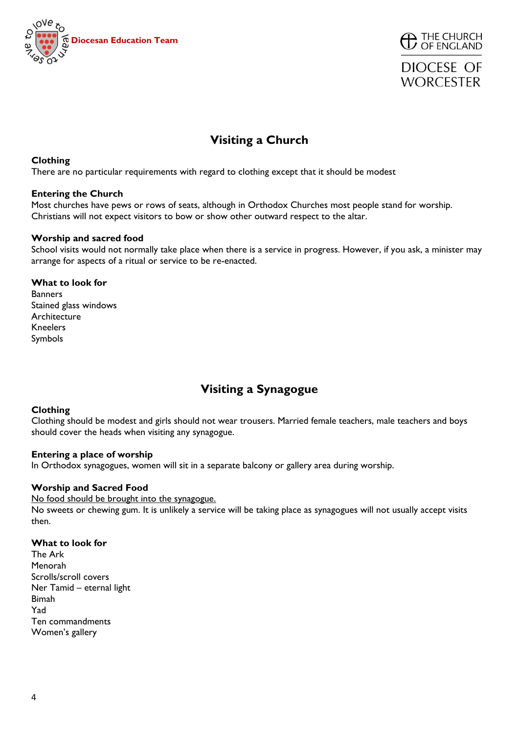## Visiting a Church

**Clothing**
There are no particular requirements with regard to clothing except that it should be modest

**Entering the Church**
Most churches have pews or rows of seats, although in Orthodox Churches most people stand for worship. Christians will not expect visitors to bow or show other outward respect to the altar.

**Worship and sacred food**
School visits would not normally take place when there is a service in progress. However, if you ask, a minister may arrange for aspects of a ritual or service to be re-enacted.

**What to look for**
Banners
Stained glass windows
Architecture
Kneelers
Symbols

## Visiting a Synagogue

**Clothing**
Clothing should be modest and girls should not wear trousers. Married female teachers, male teachers and boys should cover the heads when visiting any synagogue.

**Entering a place of worship**
In Orthodox synagogues, women will sit in a separate balcony or gallery area during worship.

**Worship and Sacred Food**
<u>No food should be brought into the synagogue.</u>
No sweets or chewing gum. It is unlikely a service will be taking place as synagogues will not usually accept visits then.

**What to look for**
The Ark
Menorah
Scrolls/scroll covers
Ner Tamid – eternal light
Bimah
Yad
Ten commandments
Women's gallery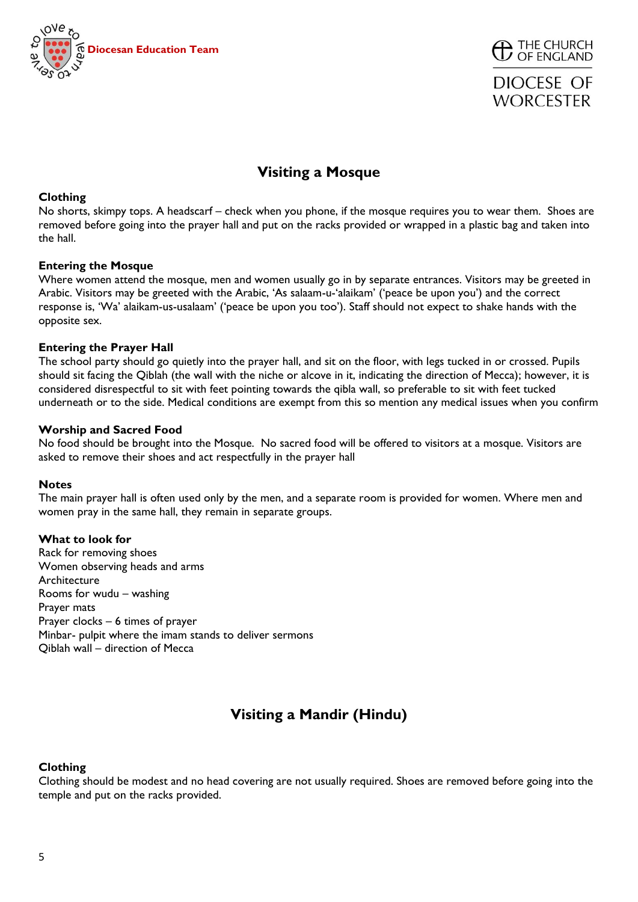## Visiting a Mosque

**Clothing**
No shorts, skimpy tops. A headscarf – check when you phone, if the mosque requires you to wear them. Shoes are removed before going into the prayer hall and put on the racks provided or wrapped in a plastic bag and taken into the hall.

**Entering the Mosque**
Where women attend the mosque, men and women usually go in by separate entrances. Visitors may be greeted in Arabic. Visitors may be greeted with the Arabic, 'As salaam-u-'alaikam' ('peace be upon you') and the correct response is, 'Wa' alaikam-us-usalaam' ('peace be upon you too'). Staff should not expect to shake hands with the opposite sex.

**Entering the Prayer Hall**
The school party should go quietly into the prayer hall, and sit on the floor, with legs tucked in or crossed. Pupils should sit facing the Qiblah (the wall with the niche or alcove in it, indicating the direction of Mecca); however, it is considered disrespectful to sit with feet pointing towards the qibla wall, so preferable to sit with feet tucked underneath or to the side. Medical conditions are exempt from this so mention any medical issues when you confirm

**Worship and Sacred Food**
No food should be brought into the Mosque. No sacred food will be offered to visitors at a mosque. Visitors are asked to remove their shoes and act respectfully in the prayer hall

**Notes**
The main prayer hall is often used only by the men, and a separate room is provided for women. Where men and women pray in the same hall, they remain in separate groups.

**What to look for**
Rack for removing shoes
Women observing heads and arms
Architecture
Rooms for wudu – washing
Prayer mats
Prayer clocks – 6 times of prayer
Minbar- pulpit where the imam stands to deliver sermons
Qiblah wall – direction of Mecca

## Visiting a Mandir (Hindu)

**Clothing**
Clothing should be modest and no head covering are not usually required. Shoes are removed before going into the temple and put on the racks provided.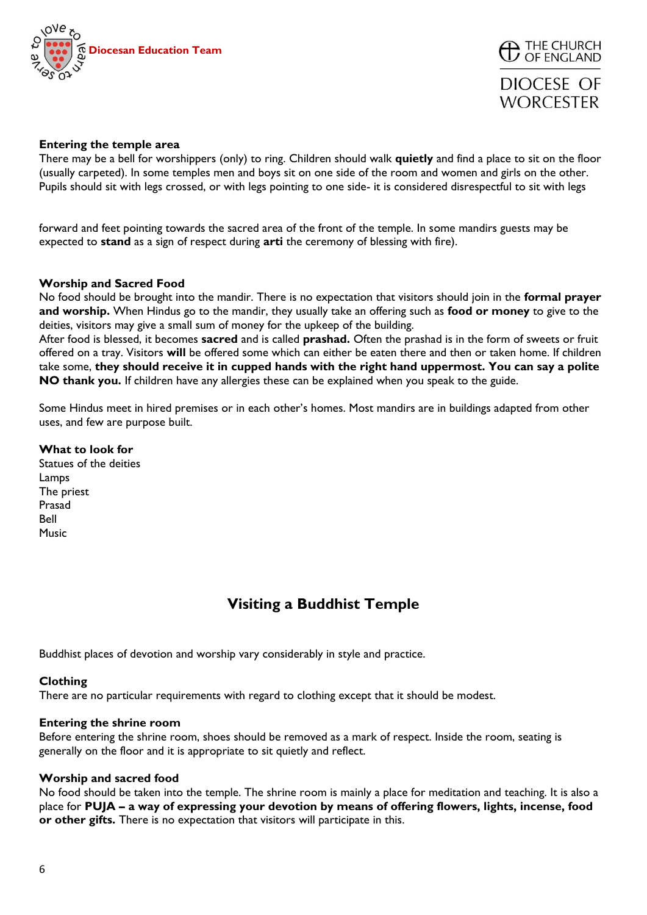**Entering the temple area**

There may be a bell for worshippers (only) to ring. Children should walk **quietly** and find a place to sit on the floor (usually carpeted). In some temples men and boys sit on one side of the room and women and girls on the other. Pupils should sit with legs crossed, or with legs pointing to one side- it is considered disrespectful to sit with legs forward and feet pointing towards the sacred area of the front of the temple. In some mandirs guests may be expected to **stand** as a sign of respect during **arti** the ceremony of blessing with fire).

**Worship and Sacred Food**

No food should be brought into the mandir. There is no expectation that visitors should join in the **formal prayer and worship.** When Hindus go to the mandir, they usually take an offering such as **food or money** to give to the deities, visitors may give a small sum of money for the upkeep of the building.

After food is blessed, it becomes **sacred** and is called **prashad.** Often the prashad is in the form of sweets or fruit offered on a tray. Visitors **will** be offered some which can either be eaten there and then or taken home. If children take some, **they should receive it in cupped hands with the right hand uppermost. You can say a polite NO thank you.** If children have any allergies these can be explained when you speak to the guide.

Some Hindus meet in hired premises or in each other's homes. Most mandirs are in buildings adapted from other uses, and few are purpose built.

**What to look for**

Statues of the deities
Lamps
The priest
Prasad
Bell
Music

## Visiting a Buddhist Temple

Buddhist places of devotion and worship vary considerably in style and practice.

**Clothing**

There are no particular requirements with regard to clothing except that it should be modest.

**Entering the shrine room**

Before entering the shrine room, shoes should be removed as a mark of respect. Inside the room, seating is generally on the floor and it is appropriate to sit quietly and reflect.

**Worship and sacred food**

No food should be taken into the temple. The shrine room is mainly a place for meditation and teaching. It is also a place for **PUJA – a way of expressing your devotion by means of offering flowers, lights, incense, food or other gifts.** There is no expectation that visitors will participate in this.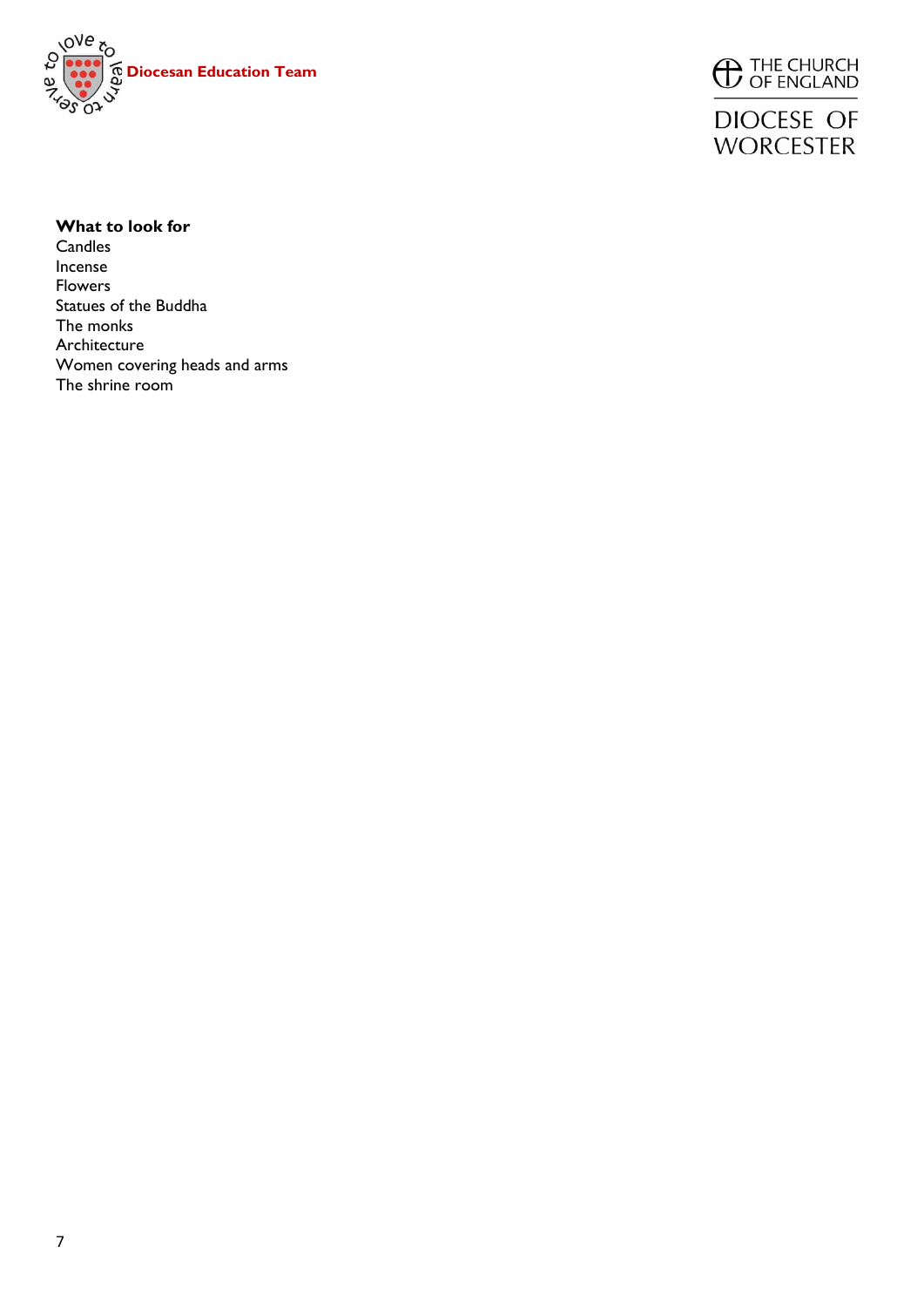**What to look for**

Candles
Incense
Flowers
Statues of the Buddha
The monks
Architecture
Women covering heads and arms
The shrine room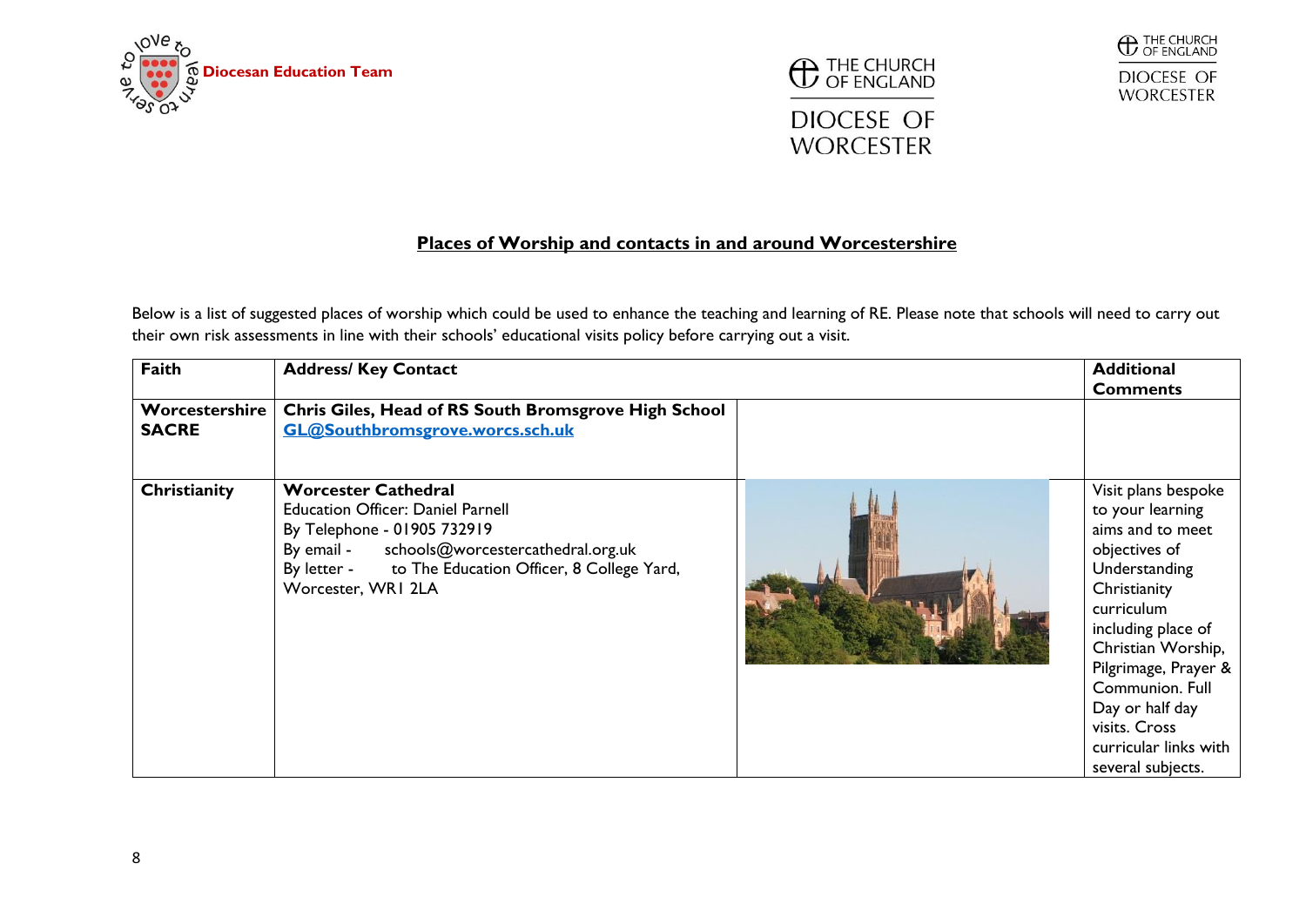**Diocesan Education Team**

THE CHURCH OF ENGLAND
DIOCESE OF WORCESTER

## Places of Worship and contacts in and around Worcestershire

Below is a list of suggested places of worship which could be used to enhance the teaching and learning of RE. Please note that schools will need to carry out their own risk assessments in line with their schools' educational visits policy before carrying out a visit.

| Faith | Address/ Key Contact | | Additional Comments |
|---|---|---|---|
| **Worcestershire SACRE** | **Chris Giles, Head of RS South Bromsgrove High School** **GL@Southbromsgrove.worcs.sch.uk** | | |
| **Christianity** | **Worcester Cathedral** Education Officer: Daniel Parnell By Telephone - 01905 732919 By email - schools@worcestercathedral.org.uk By letter - to The Education Officer, 8 College Yard, Worcester, WR1 2LA | | Visit plans bespoke to your learning aims and to meet objectives of Understanding Christianity curriculum including place of Christian Worship, Pilgrimage, Prayer & Communion. Full Day or half day visits. Cross curricular links with several subjects. |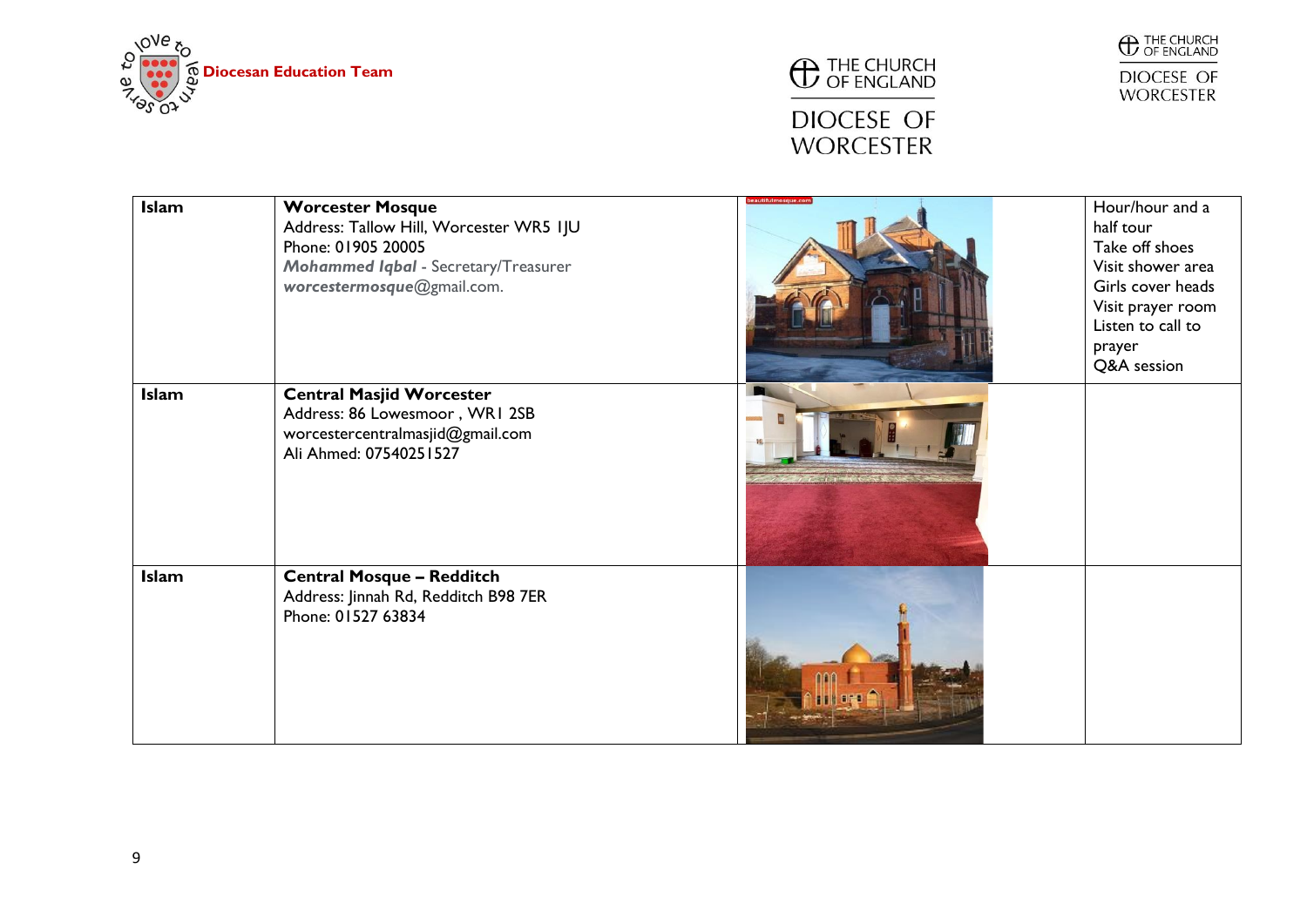| Islam | **Worcester Mosque**<br>Address: Tallow Hill, Worcester WR5 1JU<br>Phone: 01905 20005<br>***Mohammed Iqbal*** - Secretary/Treasurer<br>***worcestermosque***@gmail.com. | | Hour/hour and a half tour<br>Take off shoes<br>Visit shower area<br>Girls cover heads<br>Visit prayer room<br>Listen to call to prayer<br>Q&A session |
|---|---|---|---|
| Islam | **Central Masjid Worcester**<br>Address: 86 Lowesmoor , WR1 2SB<br>worcestercentralmasjid@gmail.com<br>Ali Ahmed: 07540251527 | | |
| Islam | **Central Mosque – Redditch**<br>Address: Jinnah Rd, Redditch B98 7ER<br>Phone: 01527 63834 | | |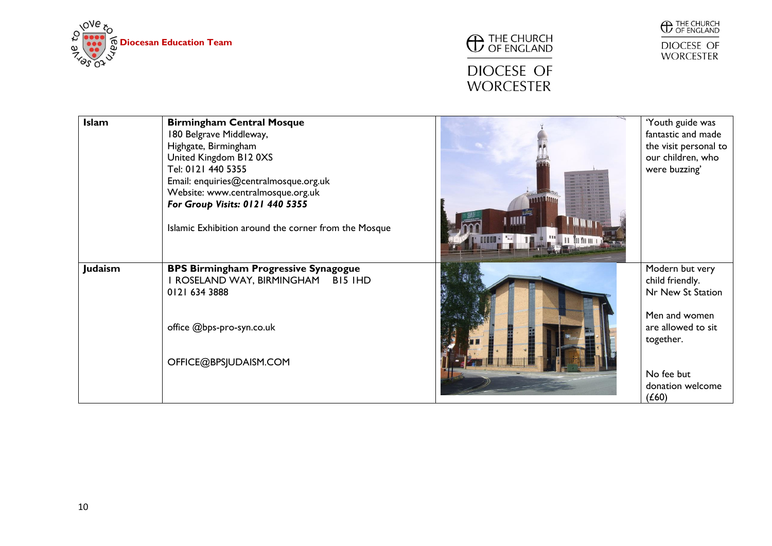| Islam | **Birmingham Central Mosque**<br>180 Belgrave Middleway,<br>Highgate, Birmingham<br>United Kingdom B12 0XS<br>Tel: 0121 440 5355<br>Email: enquiries@centralmosque.org.uk<br>Website: www.centralmosque.org.uk<br>***For Group Visits: 0121 440 5355***<br><br>Islamic Exhibition around the corner from the Mosque | | 'Youth guide was fantastic and made the visit personal to our children, who were buzzing' |
|---|---|---|---|
| **Judaism** | **BPS Birmingham Progressive Synagogue**<br>1 ROSELAND WAY, BIRMINGHAM B15 1HD<br>0121 634 3888<br><br>office @bps-pro-syn.co.uk<br><br>OFFICE@BPSJUDAISM.COM | | Modern but very child friendly.<br>Nr New St Station<br><br>Men and women are allowed to sit together.<br><br>No fee but donation welcome (£60) |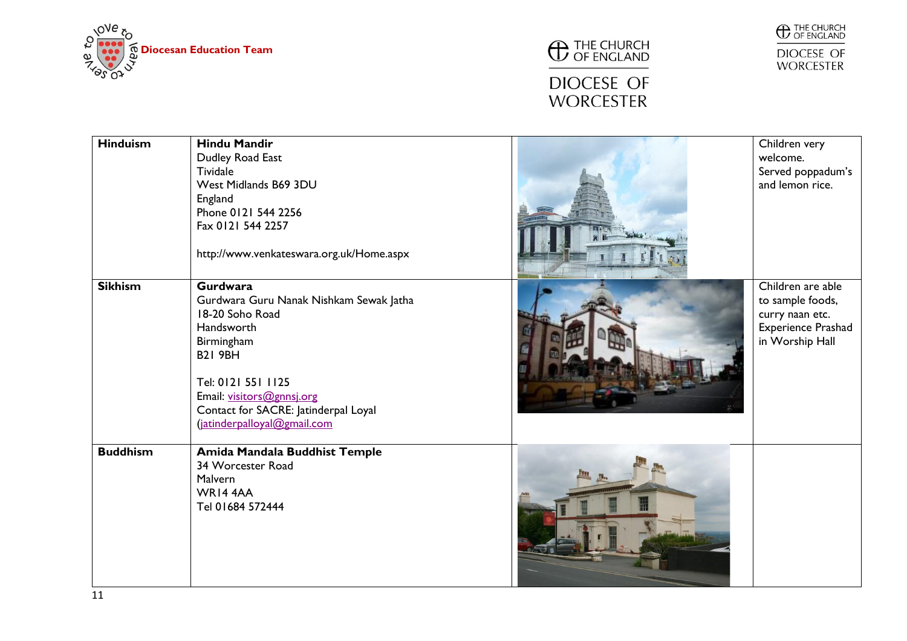| | | | |
|---|---|---|---|
| **Hinduism** | **Hindu Mandir**<br>Dudley Road East<br>Tividale<br>West Midlands B69 3DU<br>England<br>Phone 0121 544 2256<br>Fax 0121 544 2257<br><br>http://www.venkateswara.org.uk/Home.aspx | | Children very welcome.<br>Served poppadum's and lemon rice. |
| **Sikhism** | **Gurdwara**<br>Gurdwara Guru Nanak Nishkam Sewak Jatha<br>18-20 Soho Road<br>Handsworth<br>Birmingham<br>B21 9BH<br><br>Tel: 0121 551 1125<br>Email: visitors@gnnsj.org<br>Contact for SACRE: Jatinderpal Loyal<br>(jatinderpalloyal@gmail.com | | Children are able to sample foods, curry naan etc. Experience Prashad in Worship Hall |
| **Buddhism** | **Amida Mandala Buddhist Temple**<br>34 Worcester Road<br>Malvern<br>WR14 4AA<br>Tel 01684 572444 | | |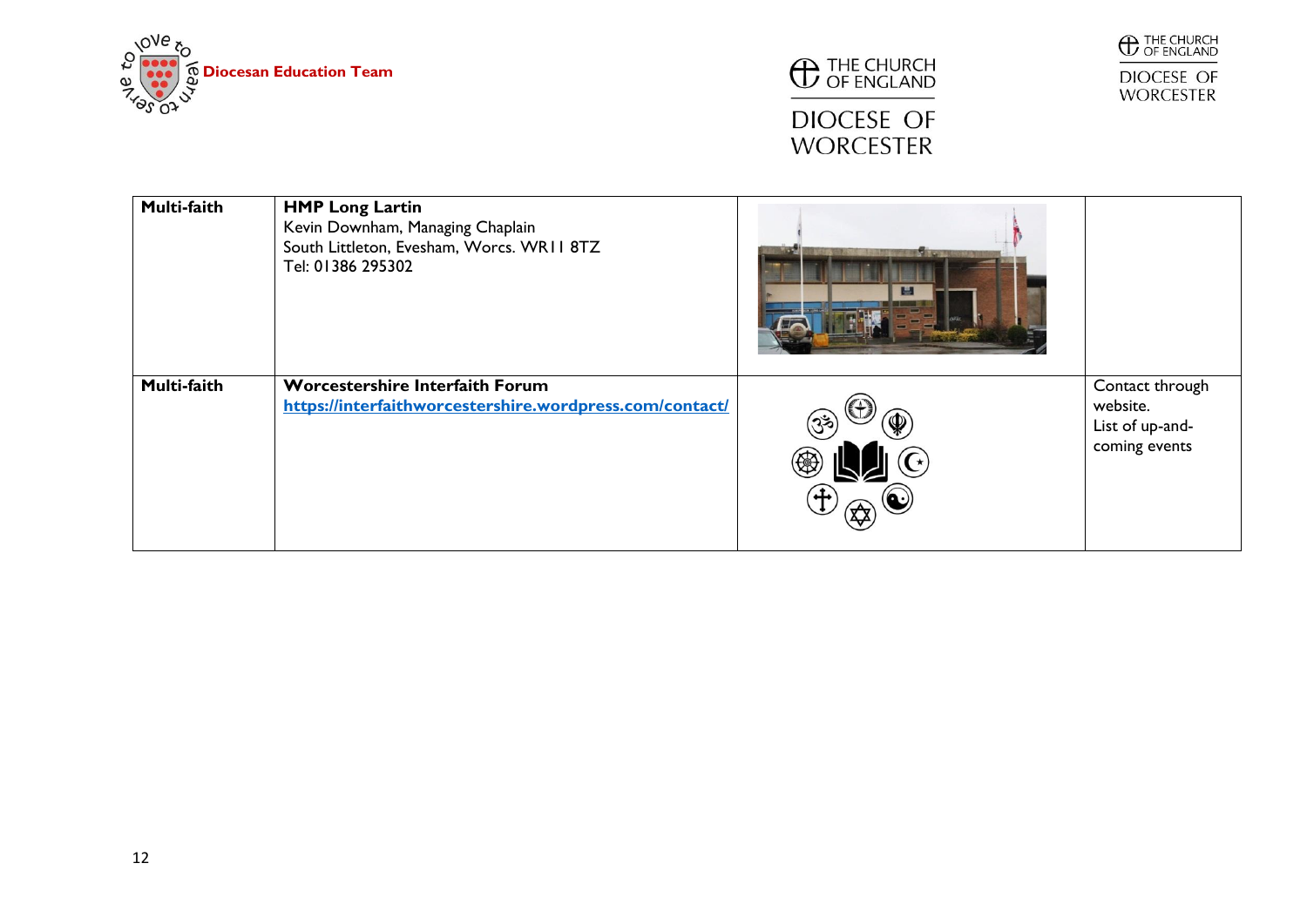| | | | |
|---|---|---|---|
| **Multi-faith** | **HMP Long Lartin**<br>Kevin Downham, Managing Chaplain<br>South Littleton, Evesham, Worcs. WR11 8TZ<br>Tel: 01386 295302 | | |
| **Multi-faith** | **Worcestershire Interfaith Forum**<br>**https://interfaithworcestershire.wordpress.com/contact/** | | Contact through website.<br>List of up-and-coming events |